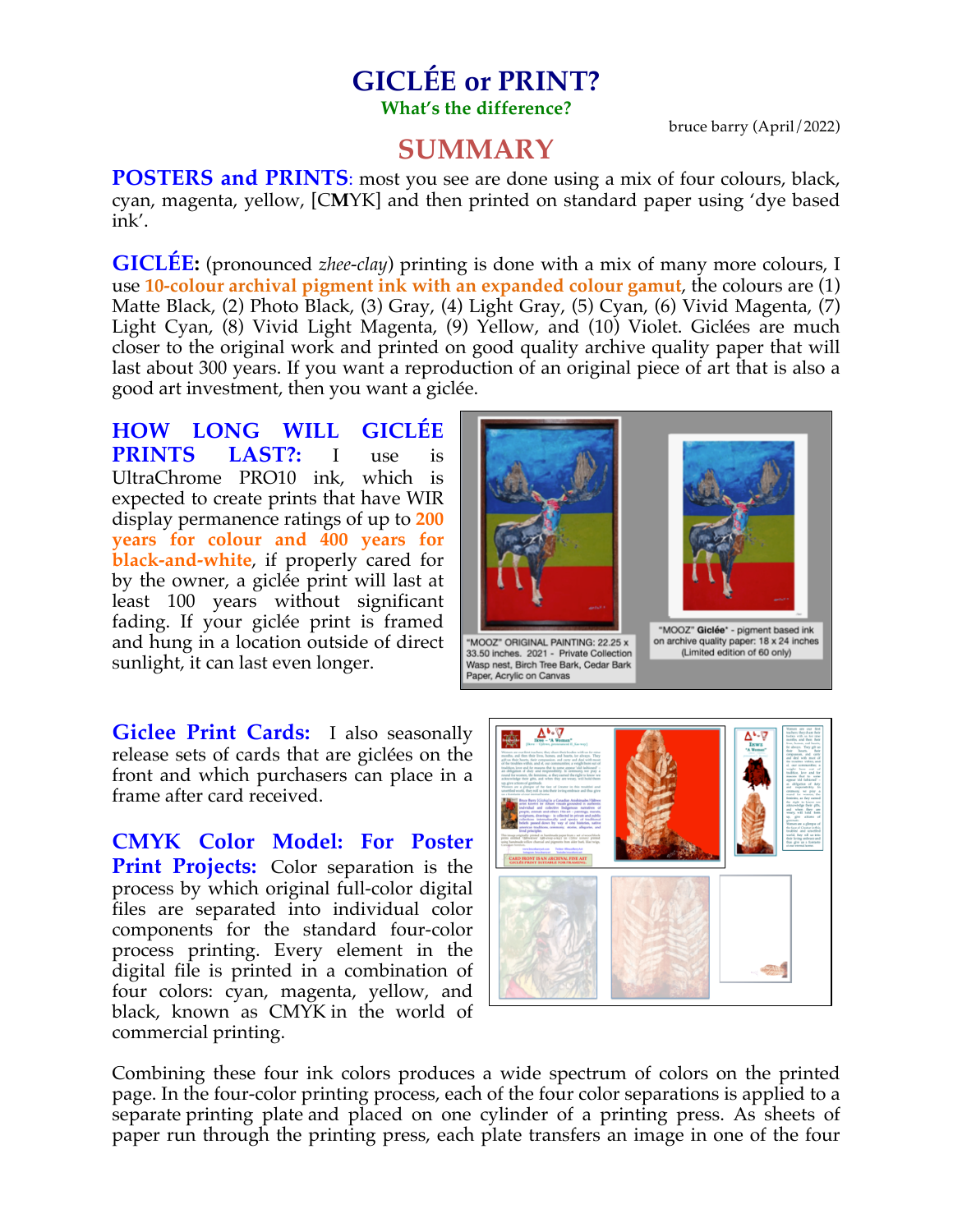# GICLÉE or PRINT?

**What's the difference?**

bruce barry (April/2022)

## SUMMARY

**POSTERS and PRINTS**: most you see are done using a mix of four colours, black, cyan, magenta, yellow, [CMYK] and then printed on standard paper using 'dye based ink'.

**GICLÉE:** (pronounced *zhee-clay*) printing is done with a mix of many more colours, I use **10-colour archival pigment ink with an expanded colour gamut**, the colours are (1) Matte Black, (2) Photo Black, (3) Gray, (4) Light Gray, (5) Cyan, (6) Vivid Magenta, (7) Light Cyan, (8) Vivid Light Magenta, (9) Yellow, and (10) Violet. Giclées are much closer to the original work and printed on good quality archive quality paper that will last about 300 years. If you want a reproduction of an original piece of art that is also a good art investment, then you want a giclée.

**HOW LONG WILL GICLÉE PRINTS LAST?:** I use is UltraChrome PRO10 ink, which is expected to create prints that have WIR display permanence ratings of up to **200 years for colour and 400 years for black-and-white**, if properly cared for by the owner, a giclée print will last at least 100 years without significant fading. If your giclée print is framed and hung in a location outside of direct sunlight, it can last even longer.

"MOOZ" ORIGINAL PAINTING: 22.25 x 33.50 inches. 2021 - Private Collection Wasp nest, Birch Tree Bark, Cedar Bark Paper, Acrylic on Canvas

"MOOZ" **Giclée**" - pigment based ink on archive quality paper: 18 x 24 inches (Limited edition of 60 only)

**Giclee Print Cards:** I also seasonally release sets of cards that are giclées on the front and which purchasers can place in a frame after card received.

**CMYK Color Model: For Poster Print Projects:** Color separation is the process by which original full-color digital files are separated into individual color components for the standard four-color process printing. Every element in the digital file is printed in a combination of four colors: cyan, magenta, yellow, and black, known as CMYK in the world of commercial printing.

Combining these four ink colors produces a wide spectrum of colors on the printed page. In the four-color printing process, each of the four color separations is applied to a separate printing plate and placed on one cylinder of a printing press. As sheets of paper run through the printing press, each plate transfers an image in one of the four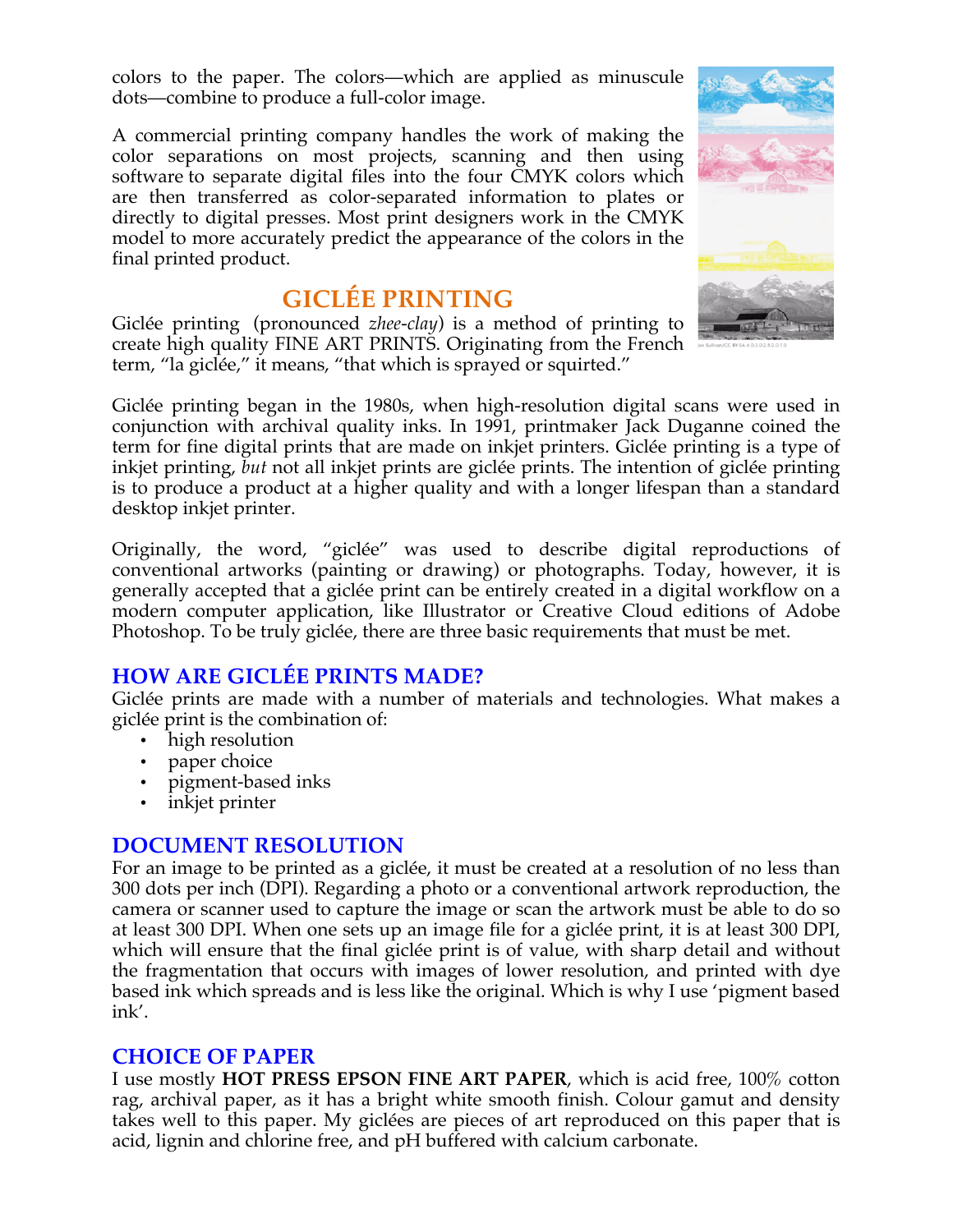colors to the paper. The colors—which are applied as minuscule dots—combine to produce a full-color image.

A commercial printing company handles the work of making the color separations on most projects, scanning and then using software to separate digital files into the four CMYK colors which are then transferred as color-separated information to plates or directly to digital presses. Most print designers work in the CMYK model to more accurately predict the appearance of the colors in the final printed product.

## GICLÉE PRINTING

Giclée printing (pronounced *zhee-clay*) is a method of printing to create high quality FINE ART PRINTS. Originating from the French term, “la giclée,” it means, “that which is sprayed or squirted.”

Giclée printing began in the 1980s, when high-resolution digital scans were used in conjunction with archival quality inks. In 1991, printmaker Jack Duganne coined the term for fine digital prints that are made on inkjet printers. Giclée printing is a type of inkjet printing, *but* not all inkjet prints are giclée prints. The intention of giclée printing is to produce a product at a higher quality and with a longer lifespan than a standard desktop inkjet printer.

Originally, the word, “giclée” was used to describe digital reproductions of conventional artworks (painting or drawing) or photographs. Today, however, it is generally accepted that a giclée print can be entirely created in a digital workflow on a modern computer application, like Illustrator or Creative Cloud editions of Adobe Photoshop. To be truly giclée, there are three basic requirements that must be met.

### HOW ARE GICLÉE PRINTS MADE?

Giclée prints are made with a number of materials and technologies. What makes a giclée print is the combination of:

- high resolution
- paper choice
- pigment-based inks
- inkjet printer

### DOCUMENT RESOLUTION

For an image to be printed as a giclée, it must be created at a resolution of no less than 300 dots per inch (DPI). Regarding a photo or a conventional artwork reproduction, the camera or scanner used to capture the image or scan the artwork must be able to do so at least 300 DPI. When one sets up an image file for a giclée print, it is at least 300 DPI, which will ensure that the final giclée print is of value, with sharp detail and without the fragmentation that occurs with images of lower resolution, and printed with dye based ink which spreads and is less like the original. Which is why I use ‘pigment based ink’.

### CHOICE OF PAPER

I use mostly **HOT PRESS EPSON FINE ART PAPER**, which is acid free, 100% cotton rag, archival paper, as it has a bright white smooth finish. Colour gamut and density takes well to this paper. My giclées are pieces of art reproduced on this paper that is acid, lignin and chlorine free, and pH buffered with calcium carbonate.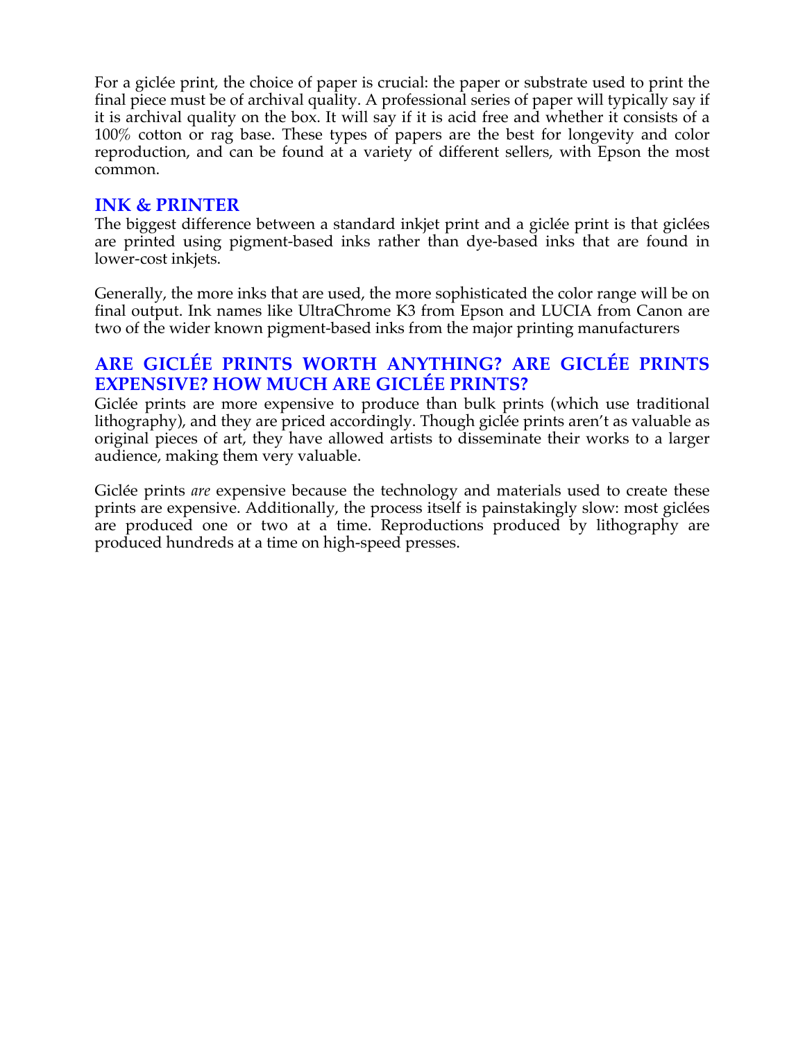For a giclée print, the choice of paper is crucial: the paper or substrate used to print the final piece must be of archival quality. A professional series of paper will typically say if it is archival quality on the box. It will say if it is acid free and whether it consists of a 100% cotton or rag base. These types of papers are the best for longevity and color reproduction, and can be found at a variety of different sellers, with Epson the most common.

## INK & PRINTER

The biggest difference between a standard inkjet print and a giclée print is that giclées are printed using pigment-based inks rather than dye-based inks that are found in lower-cost inkjets.

Generally, the more inks that are used, the more sophisticated the color range will be on final output. Ink names like UltraChrome K3 from Epson and LUCIA from Canon are two of the wider known pigment-based inks from the major printing manufacturers

## ARE GICLÉE PRINTS WORTH ANYTHING? ARE GICLÉE PRINTS EXPENSIVE? HOW MUCH ARE GICLÉE PRINTS?

Giclée prints are more expensive to produce than bulk prints (which use traditional lithography), and they are priced accordingly. Though giclée prints aren't as valuable as original pieces of art, they have allowed artists to disseminate their works to a larger audience, making them very valuable.

Giclée prints *are* expensive because the technology and materials used to create these prints are expensive. Additionally, the process itself is painstakingly slow: most giclées are produced one or two at a time. Reproductions produced by lithography are produced hundreds at a time on high-speed presses.